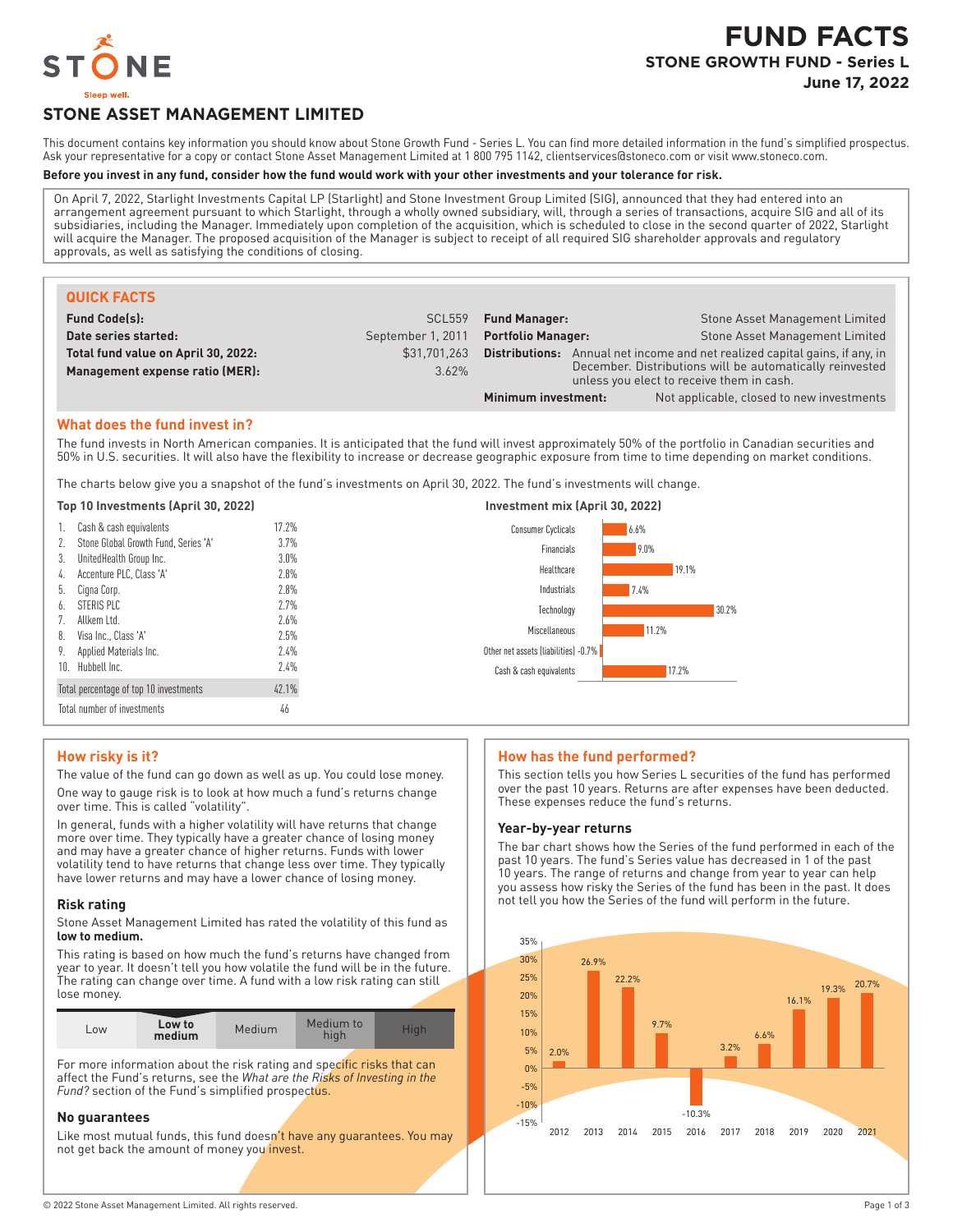# FUND FACTS

## STONE GROWTH FUND - Series L

**June 17, 2022**

STONE — Sleep well.

## STONE ASSET MANAGEMENT LIMITED

This document contains key information you should know about Stone Growth Fund - Series L. You can find more detailed information in the fund's simplified prospectus. Ask your representative for a copy or contact Stone Asset Management Limited at 1 800 795 1142, clientservices@stoneco.com or visit www.stoneco.com.

**Before you invest in any fund, consider how the fund would work with your other investments and your tolerance for risk.**

On April 7, 2022, Starlight Investments Capital LP (Starlight) and Stone Investment Group Limited (SIG), announced that they had entered into an arrangement agreement pursuant to which Starlight, through a wholly owned subsidiary, will, through a series of transactions, acquire SIG and all of its subsidiaries, including the Manager. Immediately upon completion of the acquisition, which is scheduled to close in the second quarter of 2022, Starlight will acquire the Manager. The proposed acquisition of the Manager is subject to receipt of all required SIG shareholder approvals and regulatory approvals, as well as satisfying the conditions of closing.

## QUICK FACTS

| | | | |
|---|---|---|---|
| **Fund Code(s):** | SCL559 | **Fund Manager:** | Stone Asset Management Limited |
| **Date series started:** | September 1, 2011 | **Portfolio Manager:** | Stone Asset Management Limited |
| **Total fund value on April 30, 2022:** | $31,701,263 | **Distributions:** | Annual net income and net realized capital gains, if any, in December. Distributions will be automatically reinvested unless you elect to receive them in cash. |
| **Management expense ratio (MER):** | 3.62% | | |
| | | **Minimum investment:** | Not applicable, closed to new investments |

## What does the fund invest in?

The fund invests in North American companies. It is anticipated that the fund will invest approximately 50% of the portfolio in Canadian securities and 50% in U.S. securities. It will also have the flexibility to increase or decrease geographic exposure from time to time depending on market conditions.

The charts below give you a snapshot of the fund's investments on April 30, 2022. The fund's investments will change.

### Top 10 Investments (April 30, 2022)

| | | |
|---|---|---|
| 1. | Cash & cash equivalents | 17.2% |
| 2. | Stone Global Growth Fund, Series 'A' | 3.7% |
| 3. | UnitedHealth Group Inc. | 3.0% |
| 4. | Accenture PLC, Class 'A' | 2.8% |
| 5. | Cigna Corp. | 2.8% |
| 6. | STERIS PLC | 2.7% |
| 7. | Allkem Ltd. | 2.6% |
| 8. | Visa Inc., Class 'A' | 2.5% |
| 9. | Applied Materials Inc. | 2.4% |
| 10. | Hubbell Inc. | 2.4% |
| | Total percentage of top 10 investments | 42.1% |
| | Total number of investments | 46 |

### Investment mix (April 30, 2022)

| Sector | % |
|---|---|
| Consumer Cyclicals | 6.6% |
| Financials | 9.0% |
| Healthcare | 19.1% |
| Industrials | 7.4% |
| Technology | 30.2% |
| Miscellaneous | 11.2% |
| Other net assets (liabilities) | -0.7% |
| Cash & cash equivalents | 17.2% |

## How risky is it?

The value of the fund can go down as well as up. You could lose money.

One way to gauge risk is to look at how much a fund's returns change over time. This is called "volatility".

In general, funds with a higher volatility will have returns that change more over time. They typically have a greater chance of losing money and may have a greater chance of higher returns. Funds with lower volatility tend to have returns that change less over time. They typically have lower returns and may have a lower chance of losing money.

### Risk rating

Stone Asset Management Limited has rated the volatility of this fund as **low to medium.**

This rating is based on how much the fund's returns have changed from year to year. It doesn't tell you how volatile the fund will be in the future. The rating can change over time. A fund with a low risk rating can still lose money.

| Low | **Low to medium** | Medium | Medium to high | High |
|---|---|---|---|---|

For more information about the risk rating and specific risks that can affect the Fund's returns, see the *What are the Risks of Investing in the Fund?* section of the Fund's simplified prospectus.

### No guarantees

Like most mutual funds, this fund doesn't have any guarantees. You may not get back the amount of money you invest.

## How has the fund performed?

This section tells you how Series L securities of the fund has performed over the past 10 years. Returns are after expenses have been deducted. These expenses reduce the fund's returns.

### Year-by-year returns

The bar chart shows how the Series of the fund performed in each of the past 10 years. The fund's Series value has decreased in 1 of the past 10 years. The range of returns and change from year to year can help you assess how risky the Series of the fund has been in the past. It does not tell you how the Series of the fund will perform in the future.

| Year | 2012 | 2013 | 2014 | 2015 | 2016 | 2017 | 2018 | 2019 | 2020 | 2021 |
|---|---|---|---|---|---|---|---|---|---|---|
| Return | 2.0% | 26.9% | 22.2% | 9.7% | -10.3% | 3.2% | 6.6% | 16.1% | 19.3% | 20.7% |

© 2022 Stone Asset Management Limited. All rights reserved.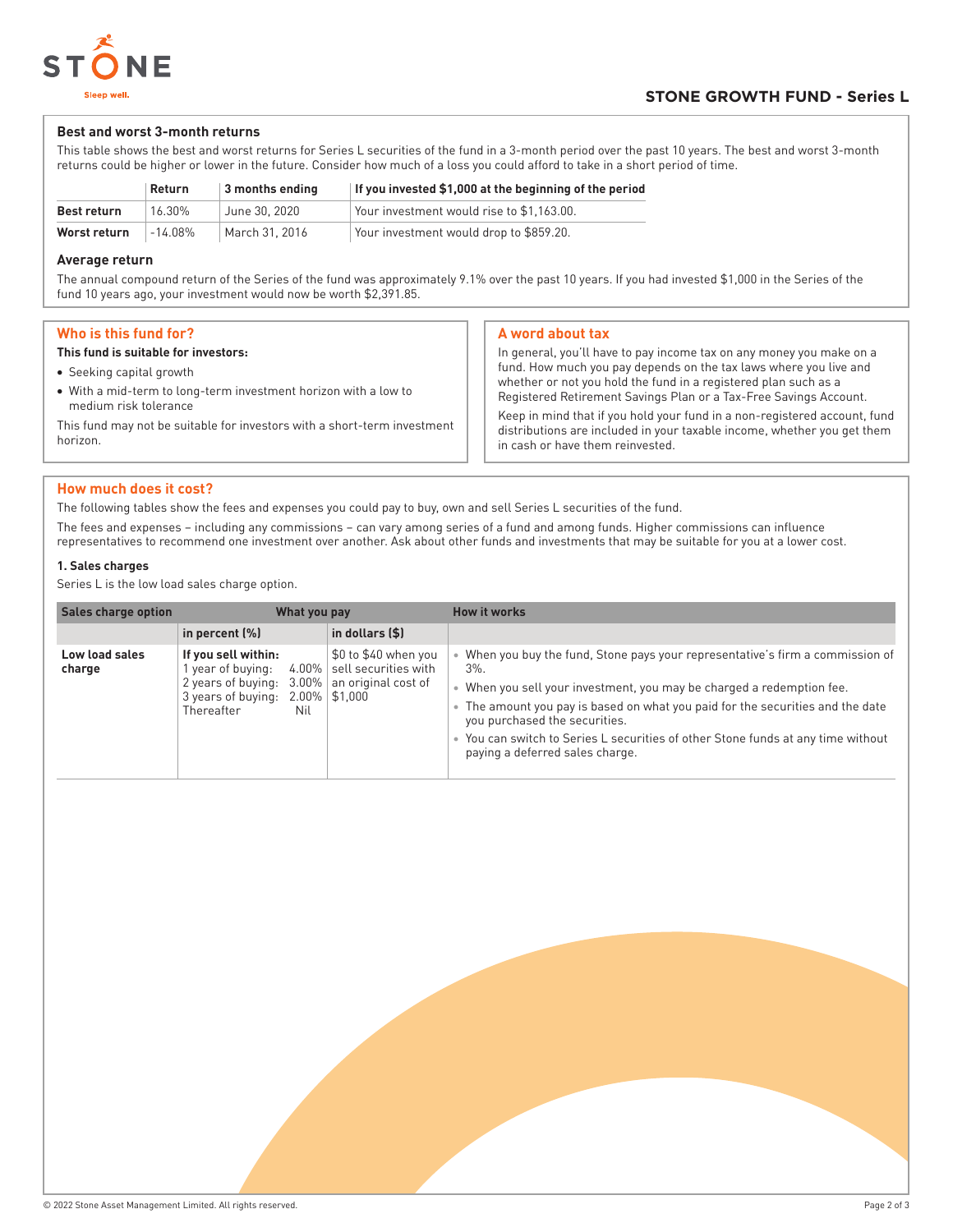# STONE GROWTH FUND - Series L

### Best and worst 3-month returns

This table shows the best and worst returns for Series L securities of the fund in a 3-month period over the past 10 years. The best and worst 3-month returns could be higher or lower in the future. Consider how much of a loss you could afford to take in a short period of time.

| | Return | 3 months ending | If you invested $1,000 at the beginning of the period |
|---|---|---|---|
| **Best return** | 16.30% | June 30, 2020 | Your investment would rise to $1,163.00. |
| **Worst return** | -14.08% | March 31, 2016 | Your investment would drop to $859.20. |

### Average return

The annual compound return of the Series of the fund was approximately 9.1% over the past 10 years. If you had invested $1,000 in the Series of the fund 10 years ago, your investment would now be worth $2,391.85.

## Who is this fund for?

**This fund is suitable for investors:**

- Seeking capital growth
- With a mid-term to long-term investment horizon with a low to medium risk tolerance

This fund may not be suitable for investors with a short-term investment horizon.

## A word about tax

In general, you'll have to pay income tax on any money you make on a fund. How much you pay depends on the tax laws where you live and whether or not you hold the fund in a registered plan such as a Registered Retirement Savings Plan or a Tax-Free Savings Account.

Keep in mind that if you hold your fund in a non-registered account, fund distributions are included in your taxable income, whether you get them in cash or have them reinvested.

## How much does it cost?

The following tables show the fees and expenses you could pay to buy, own and sell Series L securities of the fund.

The fees and expenses – including any commissions – can vary among series of a fund and among funds. Higher commissions can influence representatives to recommend one investment over another. Ask about other funds and investments that may be suitable for you at a lower cost.

#### 1. Sales charges

Series L is the low load sales charge option.

| Sales charge option | What you pay | | How it works |
|---|---|---|---|
| | in percent (%) | in dollars ($) | |
| **Low load sales charge** | **If you sell within:**<br>1 year of buying: 4.00%<br>2 years of buying: 3.00%<br>3 years of buying: 2.00%<br>Thereafter Nil | $0 to $40 when you sell securities with an original cost of $1,000 | • When you buy the fund, Stone pays your representative's firm a commission of 3%.<br>• When you sell your investment, you may be charged a redemption fee.<br>• The amount you pay is based on what you paid for the securities and the date you purchased the securities.<br>• You can switch to Series L securities of other Stone funds at any time without paying a deferred sales charge. |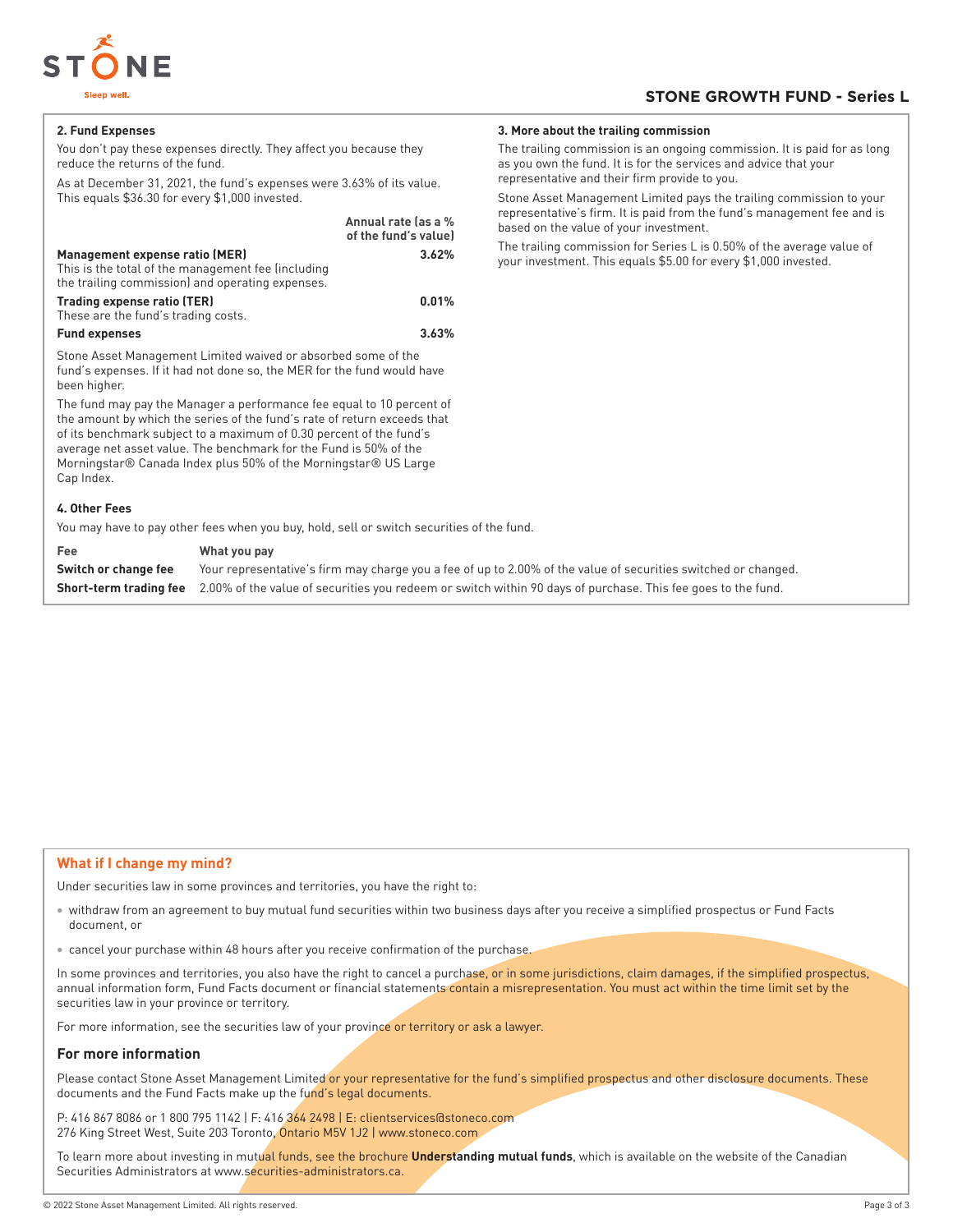# STONE GROWTH FUND - Series L

### 2. Fund Expenses

You don't pay these expenses directly. They affect you because they reduce the returns of the fund.

As at December 31, 2021, the fund's expenses were 3.63% of its value. This equals $36.30 for every $1,000 invested.

| | Annual rate (as a % of the fund's value) |
|---|---|
| **Management expense ratio (MER)** This is the total of the management fee (including the trailing commission) and operating expenses. | **3.62%** |
| **Trading expense ratio (TER)** These are the fund's trading costs. | **0.01%** |
| **Fund expenses** | **3.63%** |

Stone Asset Management Limited waived or absorbed some of the fund's expenses. If it had not done so, the MER for the fund would have been higher.

The fund may pay the Manager a performance fee equal to 10 percent of the amount by which the series of the fund's rate of return exceeds that of its benchmark subject to a maximum of 0.30 percent of the fund's average net asset value. The benchmark for the Fund is 50% of the Morningstar® Canada Index plus 50% of the Morningstar® US Large Cap Index.

### 3. More about the trailing commission

The trailing commission is an ongoing commission. It is paid for as long as you own the fund. It is for the services and advice that your representative and their firm provide to you.

Stone Asset Management Limited pays the trailing commission to your representative's firm. It is paid from the fund's management fee and is based on the value of your investment.

The trailing commission for Series L is 0.50% of the average value of your investment. This equals $5.00 for every $1,000 invested.

### 4. Other Fees

You may have to pay other fees when you buy, hold, sell or switch securities of the fund.

| Fee | What you pay |
|---|---|
| **Switch or change fee** | Your representative's firm may charge you a fee of up to 2.00% of the value of securities switched or changed. |
| **Short-term trading fee** | 2.00% of the value of securities you redeem or switch within 90 days of purchase. This fee goes to the fund. |

## What if I change my mind?

Under securities law in some provinces and territories, you have the right to:

- withdraw from an agreement to buy mutual fund securities within two business days after you receive a simplified prospectus or Fund Facts document, or
- cancel your purchase within 48 hours after you receive confirmation of the purchase.

In some provinces and territories, you also have the right to cancel a purchase, or in some jurisdictions, claim damages, if the simplified prospectus, annual information form, Fund Facts document or financial statements contain a misrepresentation. You must act within the time limit set by the securities law in your province or territory.

For more information, see the securities law of your province or territory or ask a lawyer.

## For more information

Please contact Stone Asset Management Limited or your representative for the fund's simplified prospectus and other disclosure documents. These documents and the Fund Facts make up the fund's legal documents.

P: 416 867 8086 or 1 800 795 1142 | F: 416 364 2498 | E: clientservices@stoneco.com
276 King Street West, Suite 203 Toronto, Ontario M5V 1J2 | www.stoneco.com

To learn more about investing in mutual funds, see the brochure **Understanding mutual funds**, which is available on the website of the Canadian Securities Administrators at www.securities-administrators.ca.

© 2022 Stone Asset Management Limited. All rights reserved.